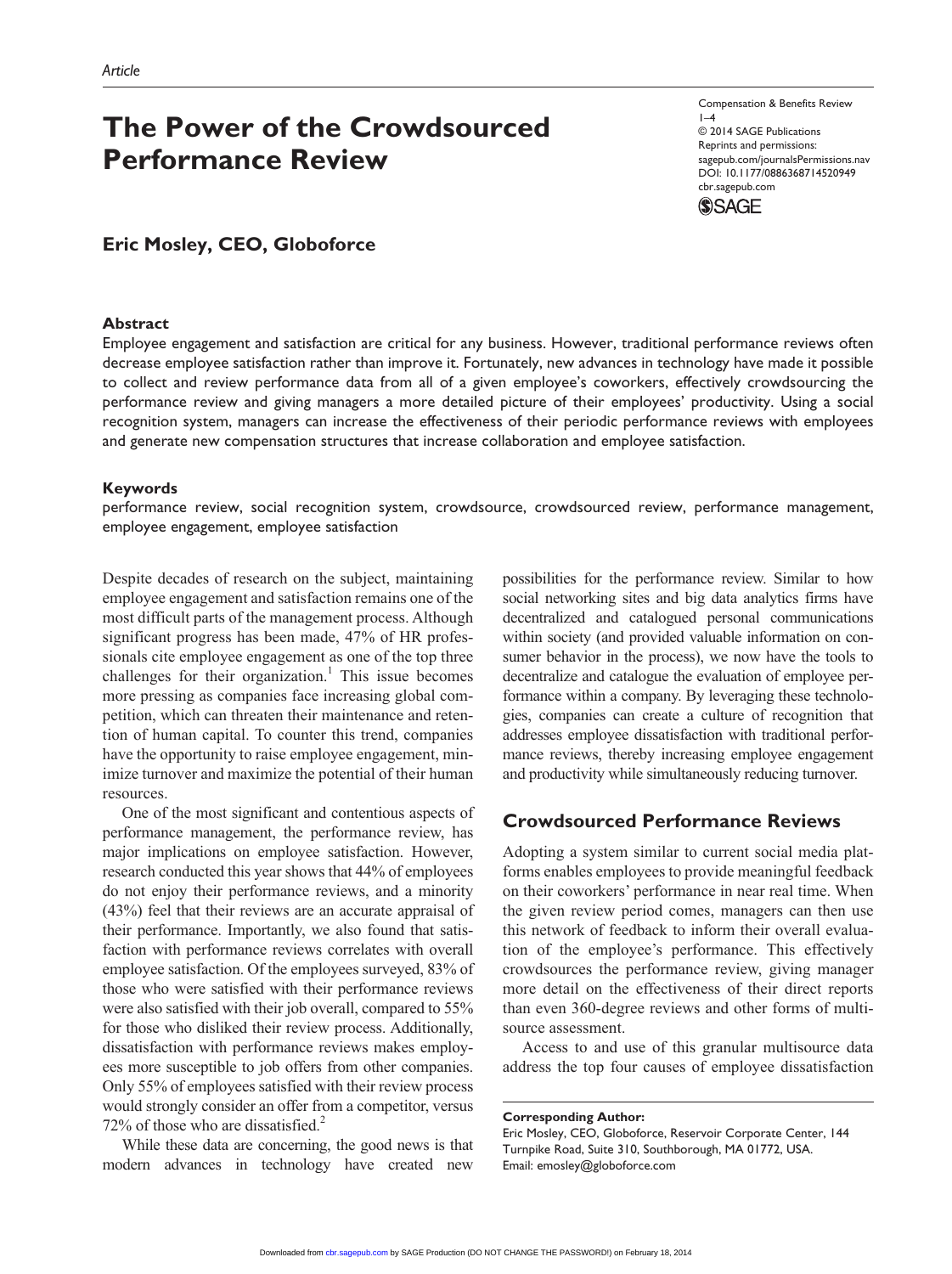*Article*

# The Power of the Crowdsourced Performance Review

**Eric Mosley, CEO, Globoforce**

### Abstract

Employee engagement and satisfaction are critical for any business. However, traditional performance reviews often decrease employee satisfaction rather than improve it. Fortunately, new advances in technology have made it possible to collect and review performance data from all of a given employee's coworkers, effectively crowdsourcing the performance review and giving managers a more detailed picture of their employees' productivity. Using a social recognition system, managers can increase the effectiveness of their periodic performance reviews with employees and generate new compensation structures that increase collaboration and employee satisfaction.

### Keywords

performance review, social recognition system, crowdsource, crowdsourced review, performance management, employee engagement, employee satisfaction

Despite decades of research on the subject, maintaining employee engagement and satisfaction remains one of the most difficult parts of the management process. Although significant progress has been made, 47% of HR professionals cite employee engagement as one of the top three challenges for their organization.[1] This issue becomes more pressing as companies face increasing global competition, which can threaten their maintenance and retention of human capital. To counter this trend, companies have the opportunity to raise employee engagement, minimize turnover and maximize the potential of their human resources.

One of the most significant and contentious aspects of performance management, the performance review, has major implications on employee satisfaction. However, research conducted this year shows that 44% of employees do not enjoy their performance reviews, and a minority (43%) feel that their reviews are an accurate appraisal of their performance. Importantly, we also found that satisfaction with performance reviews correlates with overall employee satisfaction. Of the employees surveyed, 83% of those who were satisfied with their performance reviews were also satisfied with their job overall, compared to 55% for those who disliked their review process. Additionally, dissatisfaction with performance reviews makes employees more susceptible to job offers from other companies. Only 55% of employees satisfied with their review process would strongly consider an offer from a competitor, versus 72% of those who are dissatisfied.[2]

While these data are concerning, the good news is that modern advances in technology have created new possibilities for the performance review. Similar to how social networking sites and big data analytics firms have decentralized and catalogued personal communications within society (and provided valuable information on consumer behavior in the process), we now have the tools to decentralize and catalogue the evaluation of employee performance within a company. By leveraging these technologies, companies can create a culture of recognition that addresses employee dissatisfaction with traditional performance reviews, thereby increasing employee engagement and productivity while simultaneously reducing turnover.

## Crowdsourced Performance Reviews

Adopting a system similar to current social media platforms enables employees to provide meaningful feedback on their coworkers' performance in near real time. When the given review period comes, managers can then use this network of feedback to inform their overall evaluation of the employee's performance. This effectively crowdsources the performance review, giving manager more detail on the effectiveness of their direct reports than even 360-degree reviews and other forms of multisource assessment.

Access to and use of this granular multisource data address the top four causes of employee dissatisfaction

**Corresponding Author:**
Eric Mosley, CEO, Globoforce, Reservoir Corporate Center, 144 Turnpike Road, Suite 310, Southborough, MA 01772, USA.
Email: emosley@globoforce.com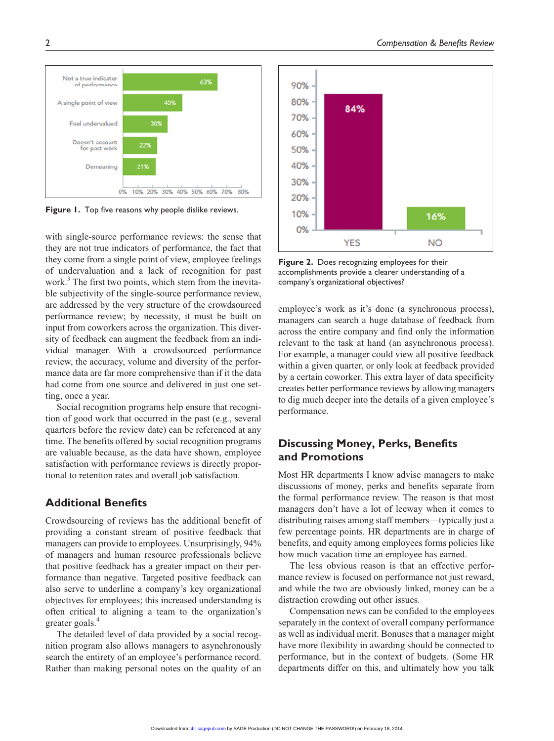Figure 1. Top five reasons why people dislike reviews.

with single-source performance reviews: the sense that they are not true indicators of performance, the fact that they come from a single point of view, employee feelings of undervaluation and a lack of recognition for past work.[3] The first two points, which stem from the inevitable subjectivity of the single-source performance review, are addressed by the very structure of the crowdsourced performance review; by necessity, it must be built on input from coworkers across the organization. This diversity of feedback can augment the feedback from an individual manager. With a crowdsourced performance review, the accuracy, volume and diversity of the performance data are far more comprehensive than if it the data had come from one source and delivered in just one setting, once a year.

Social recognition programs help ensure that recognition of good work that occurred in the past (e.g., several quarters before the review date) can be referenced at any time. The benefits offered by social recognition programs are valuable because, as the data have shown, employee satisfaction with performance reviews is directly proportional to retention rates and overall job satisfaction.

## Additional Benefits

Crowdsourcing of reviews has the additional benefit of providing a constant stream of positive feedback that managers can provide to employees. Unsurprisingly, 94% of managers and human resource professionals believe that positive feedback has a greater impact on their performance than negative. Targeted positive feedback can also serve to underline a company's key organizational objectives for employees; this increased understanding is often critical to aligning a team to the organization's greater goals.[4]

The detailed level of data provided by a social recognition program also allows managers to asynchronously search the entirety of an employee's performance record. Rather than making personal notes on the quality of an employee's work as it's done (a synchronous process), managers can search a huge database of feedback from across the entire company and find only the information relevant to the task at hand (an asynchronous process). For example, a manager could view all positive feedback within a given quarter, or only look at feedback provided by a certain coworker. This extra layer of data specificity creates better performance reviews by allowing managers to dig much deeper into the details of a given employee's performance.

Figure 2. Does recognizing employees for their accomplishments provide a clearer understanding of a company's organizational objectives?

## Discussing Money, Perks, Benefits and Promotions

Most HR departments I know advise managers to make discussions of money, perks and benefits separate from the formal performance review. The reason is that most managers don't have a lot of leeway when it comes to distributing raises among staff members—typically just a few percentage points. HR departments are in charge of benefits, and equity among employees forms policies like how much vacation time an employee has earned.

The less obvious reason is that an effective performance review is focused on performance not just reward, and while the two are obviously linked, money can be a distraction crowding out other issues.

Compensation news can be confided to the employees separately in the context of overall company performance as well as individual merit. Bonuses that a manager might have more flexibility in awarding should be connected to performance, but in the context of budgets. (Some HR departments differ on this, and ultimately how you talk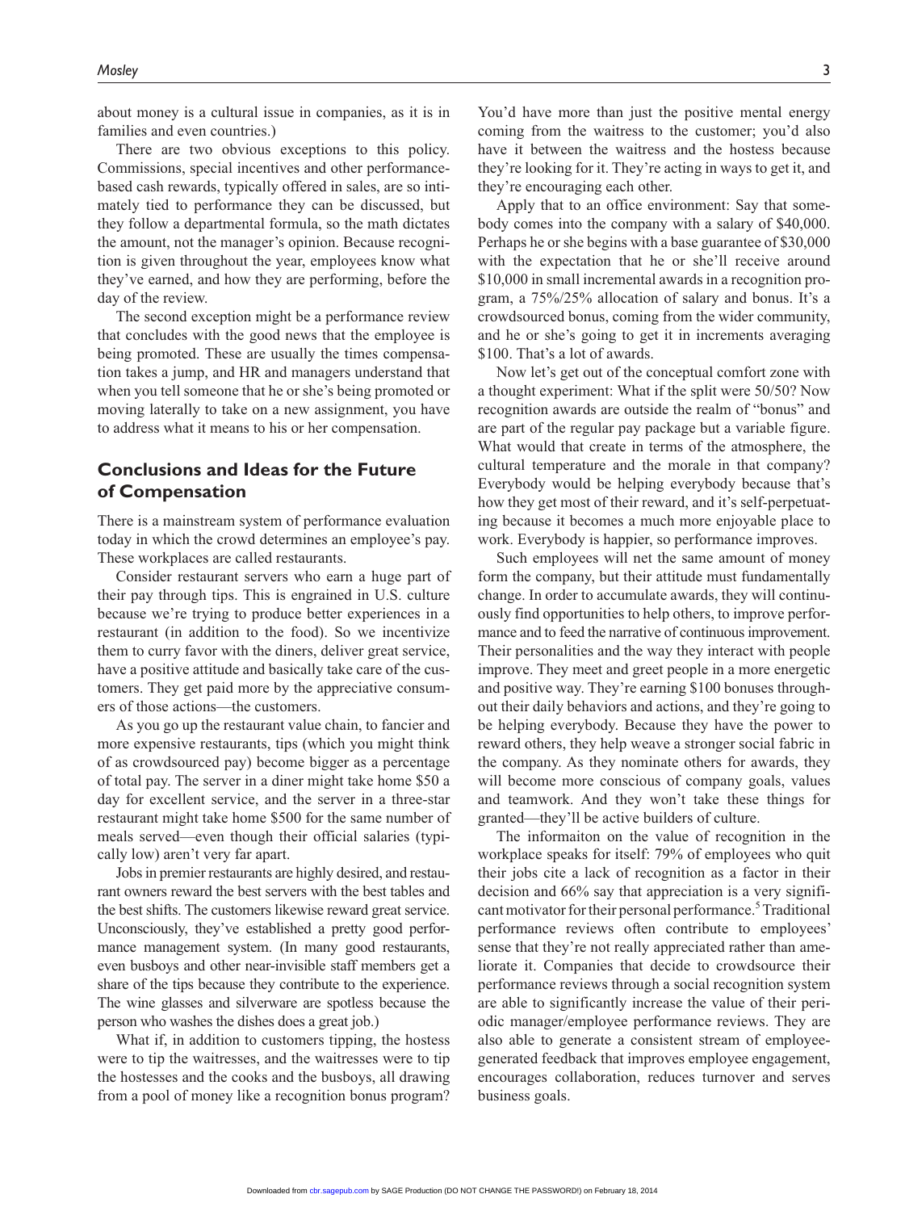about money is a cultural issue in companies, as it is in families and even countries.)

There are two obvious exceptions to this policy. Commissions, special incentives and other performance-based cash rewards, typically offered in sales, are so intimately tied to performance they can be discussed, but they follow a departmental formula, so the math dictates the amount, not the manager's opinion. Because recognition is given throughout the year, employees know what they've earned, and how they are performing, before the day of the review.

The second exception might be a performance review that concludes with the good news that the employee is being promoted. These are usually the times compensation takes a jump, and HR and managers understand that when you tell someone that he or she's being promoted or moving laterally to take on a new assignment, you have to address what it means to his or her compensation.

## Conclusions and Ideas for the Future of Compensation

There is a mainstream system of performance evaluation today in which the crowd determines an employee's pay. These workplaces are called restaurants.

Consider restaurant servers who earn a huge part of their pay through tips. This is engrained in U.S. culture because we're trying to produce better experiences in a restaurant (in addition to the food). So we incentivize them to curry favor with the diners, deliver great service, have a positive attitude and basically take care of the customers. They get paid more by the appreciative consumers of those actions—the customers.

As you go up the restaurant value chain, to fancier and more expensive restaurants, tips (which you might think of as crowdsourced pay) become bigger as a percentage of total pay. The server in a diner might take home $50 a day for excellent service, and the server in a three-star restaurant might take home $500 for the same number of meals served—even though their official salaries (typically low) aren't very far apart.

Jobs in premier restaurants are highly desired, and restaurant owners reward the best servers with the best tables and the best shifts. The customers likewise reward great service. Unconsciously, they've established a pretty good performance management system. (In many good restaurants, even busboys and other near-invisible staff members get a share of the tips because they contribute to the experience. The wine glasses and silverware are spotless because the person who washes the dishes does a great job.)

What if, in addition to customers tipping, the hostess were to tip the waitresses, and the waitresses were to tip the hostesses and the cooks and the busboys, all drawing from a pool of money like a recognition bonus program? You'd have more than just the positive mental energy coming from the waitress to the customer; you'd also have it between the waitress and the hostess because they're looking for it. They're acting in ways to get it, and they're encouraging each other.

Apply that to an office environment: Say that somebody comes into the company with a salary of $40,000. Perhaps he or she begins with a base guarantee of $30,000 with the expectation that he or she'll receive around $10,000 in small incremental awards in a recognition program, a 75%/25% allocation of salary and bonus. It's a crowdsourced bonus, coming from the wider community, and he or she's going to get it in increments averaging $100. That's a lot of awards.

Now let's get out of the conceptual comfort zone with a thought experiment: What if the split were 50/50? Now recognition awards are outside the realm of "bonus" and are part of the regular pay package but a variable figure. What would that create in terms of the atmosphere, the cultural temperature and the morale in that company? Everybody would be helping everybody because that's how they get most of their reward, and it's self-perpetuating because it becomes a much more enjoyable place to work. Everybody is happier, so performance improves.

Such employees will net the same amount of money form the company, but their attitude must fundamentally change. In order to accumulate awards, they will continuously find opportunities to help others, to improve performance and to feed the narrative of continuous improvement. Their personalities and the way they interact with people improve. They meet and greet people in a more energetic and positive way. They're earning $100 bonuses throughout their daily behaviors and actions, and they're going to be helping everybody. Because they have the power to reward others, they help weave a stronger social fabric in the company. As they nominate others for awards, they will become more conscious of company goals, values and teamwork. And they won't take these things for granted—they'll be active builders of culture.

The informaiton on the value of recognition in the workplace speaks for itself: 79% of employees who quit their jobs cite a lack of recognition as a factor in their decision and 66% say that appreciation is a very significant motivator for their personal performance.[5] Traditional performance reviews often contribute to employees' sense that they're not really appreciated rather than ameliorate it. Companies that decide to crowdsource their performance reviews through a social recognition system are able to significantly increase the value of their periodic manager/employee performance reviews. They are also able to generate a consistent stream of employee-generated feedback that improves employee engagement, encourages collaboration, reduces turnover and serves business goals.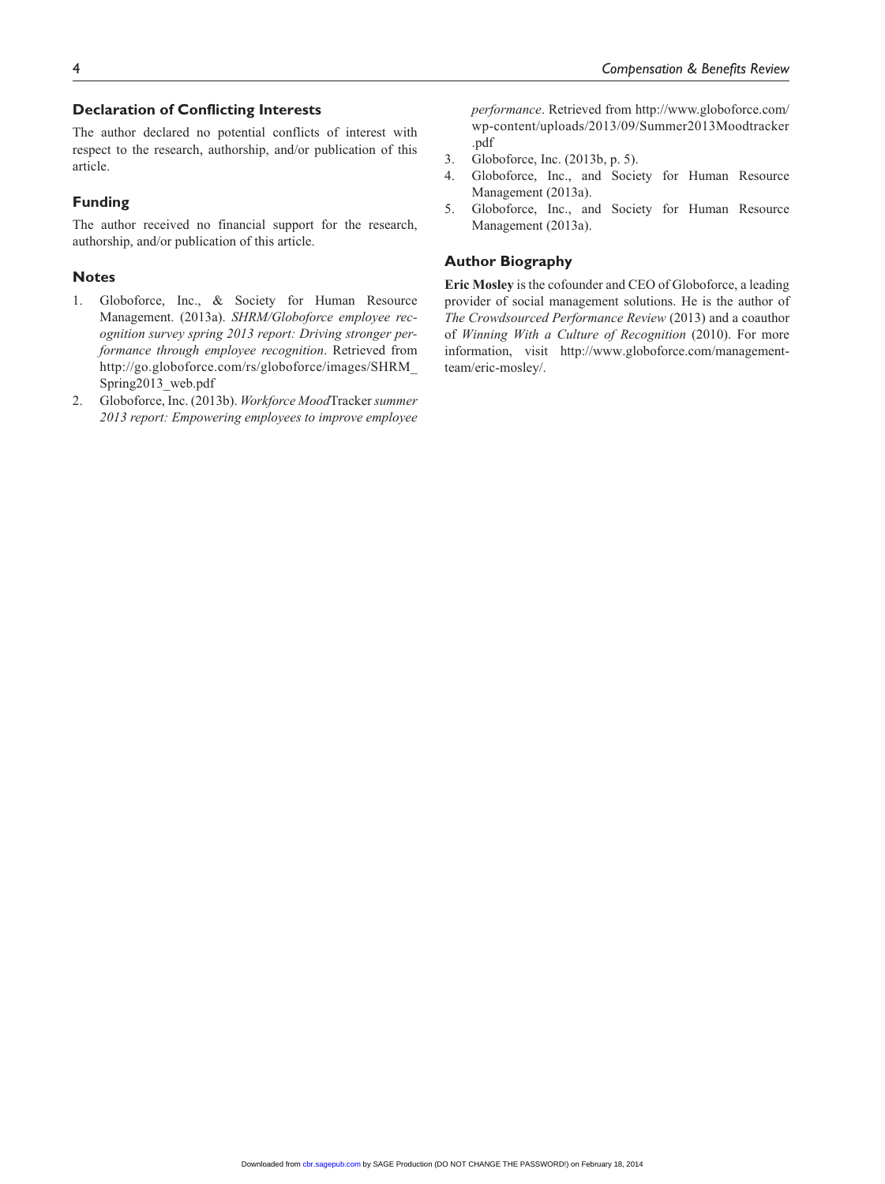## Declaration of Conflicting Interests

The author declared no potential conflicts of interest with respect to the research, authorship, and/or publication of this article.

## Funding

The author received no financial support for the research, authorship, and/or publication of this article.

## Notes

1. Globoforce, Inc., & Society for Human Resource Management. (2013a). *SHRM/Globoforce employee recognition survey spring 2013 report: Driving stronger performance through employee recognition*. Retrieved from http://go.globoforce.com/rs/globoforce/images/SHRM_Spring2013_web.pdf
2. Globoforce, Inc. (2013b). *Workforce Mood*Tracker *summer 2013 report: Empowering employees to improve employee performance*. Retrieved from http://www.globoforce.com/wp-content/uploads/2013/09/Summer2013Moodtracker.pdf
3. Globoforce, Inc. (2013b, p. 5).
4. Globoforce, Inc., and Society for Human Resource Management (2013a).
5. Globoforce, Inc., and Society for Human Resource Management (2013a).

## Author Biography

**Eric Mosley** is the cofounder and CEO of Globoforce, a leading provider of social management solutions. He is the author of *The Crowdsourced Performance Review* (2013) and a coauthor of *Winning With a Culture of Recognition* (2010). For more information, visit http://www.globoforce.com/management-team/eric-mosley/.